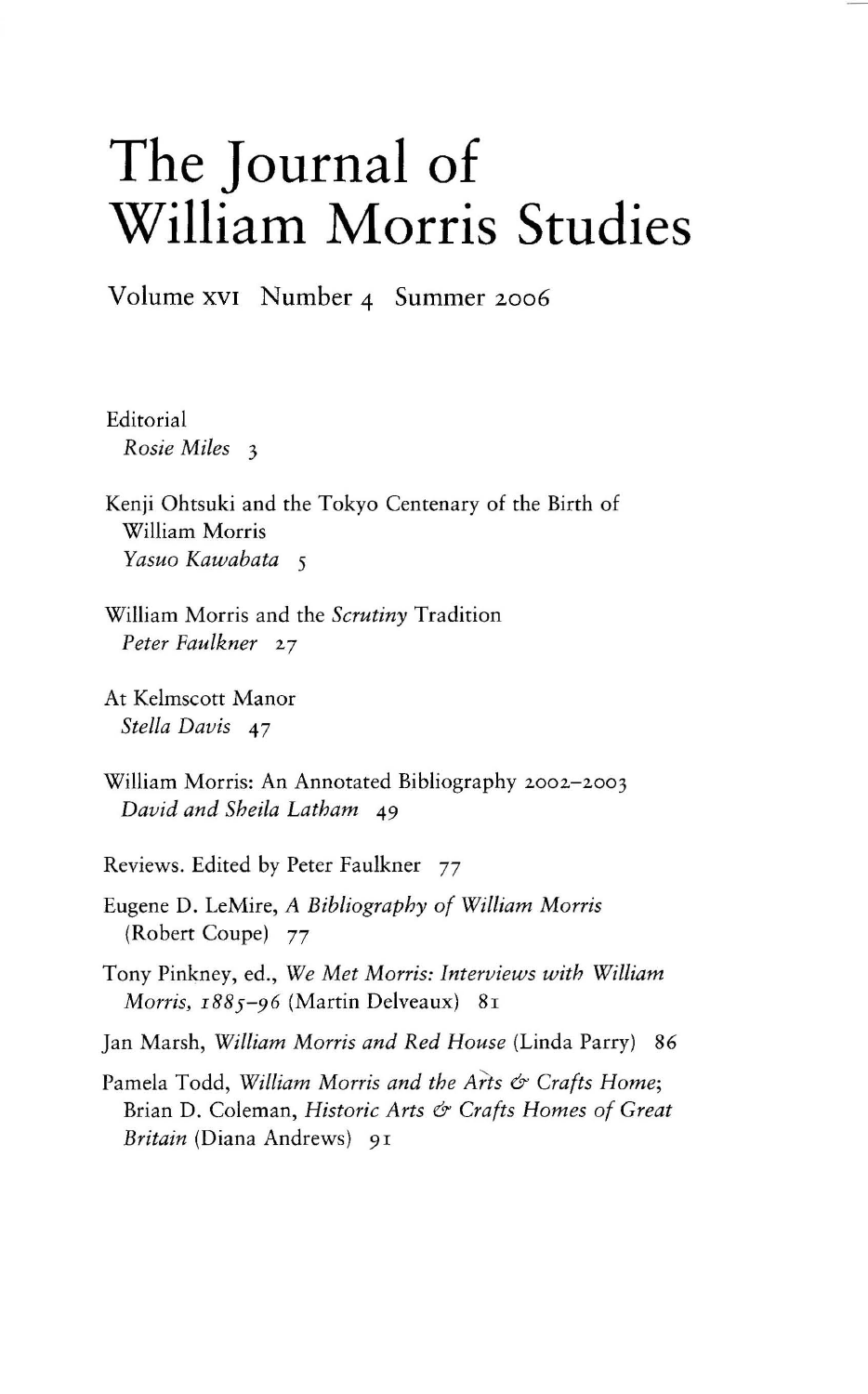# The Journal of William Morris Studies

Volume XVI Number 4 Summer 2006

Editorial
*Rosie Miles* 3

Kenji Ohtsuki and the Tokyo Centenary of the Birth of William Morris
*Yasuo Kawabata* 5

William Morris and the *Scrutiny* Tradition
*Peter Faulkner* 27

At Kelmscott Manor
*Stella Davis* 47

William Morris: An Annotated Bibliography 2002–2003
*David and Sheila Latham* 49

Reviews. Edited by Peter Faulkner 77

Eugene D. LeMire, *A Bibliography of William Morris* (Robert Coupe) 77

Tony Pinkney, ed., *We Met Morris: Interviews with William Morris, 1885–96* (Martin Delveaux) 81

Jan Marsh, *William Morris and Red House* (Linda Parry) 86

Pamela Todd, *William Morris and the Arts & Crafts Home*; Brian D. Coleman, *Historic Arts & Crafts Homes of Great Britain* (Diana Andrews) 91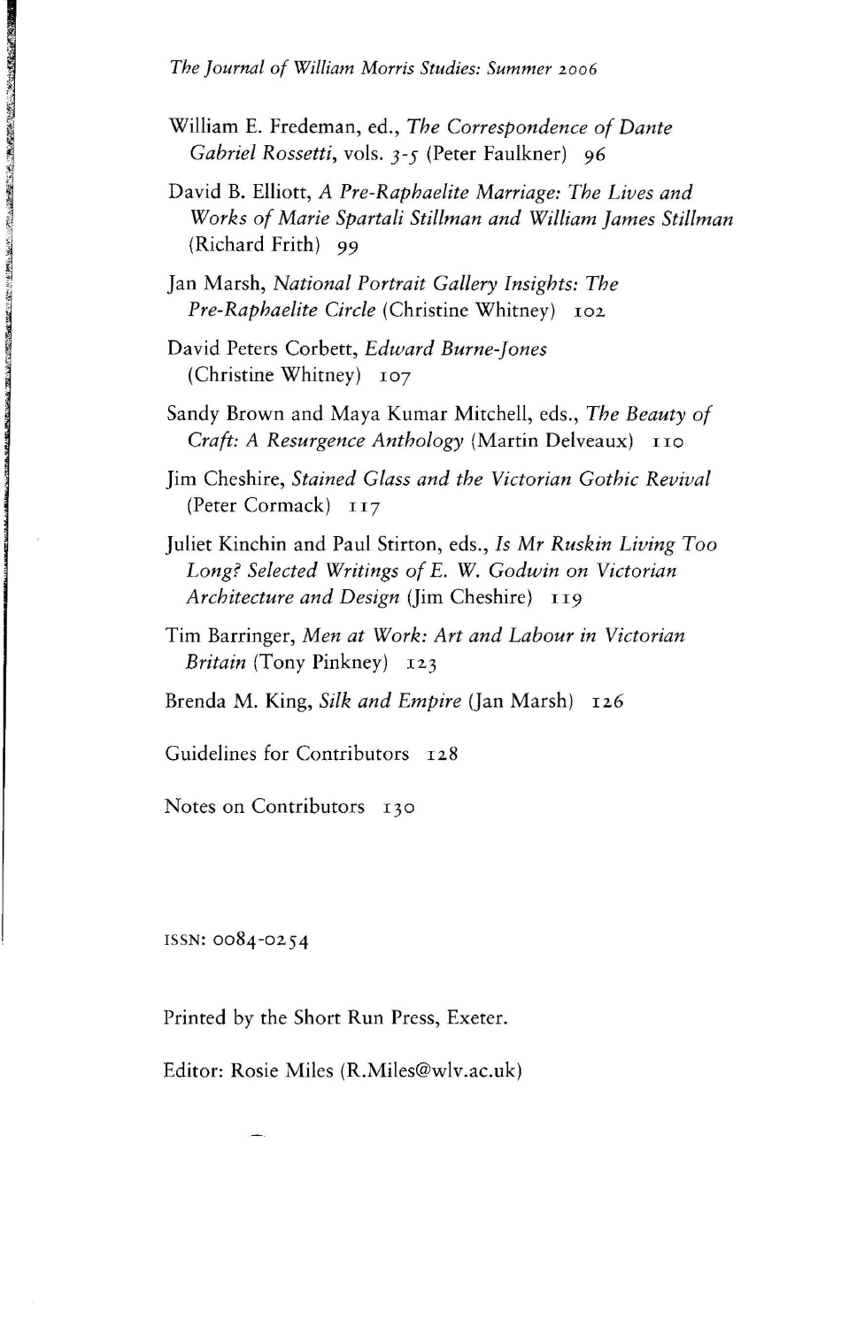William E. Fredeman, ed., *The Correspondence of Dante Gabriel Rossetti*, vols. 3-5 (Peter Faulkner) 96

David B. Elliott, *A Pre-Raphaelite Marriage: The Lives and Works of Marie Spartali Stillman and William James Stillman* (Richard Frith) 99

Jan Marsh, *National Portrait Gallery Insights: The Pre-Raphaelite Circle* (Christine Whitney) 102

David Peters Corbett, *Edward Burne-Jones* (Christine Whitney) 107

Sandy Brown and Maya Kumar Mitchell, eds., *The Beauty of Craft: A Resurgence Anthology* (Martin Delveaux) 110

Jim Cheshire, *Stained Glass and the Victorian Gothic Revival* (Peter Cormack) 117

Juliet Kinchin and Paul Stirton, eds., *Is Mr Ruskin Living Too Long? Selected Writings of E. W. Godwin on Victorian Architecture and Design* (Jim Cheshire) 119

Tim Barringer, *Men at Work: Art and Labour in Victorian Britain* (Tony Pinkney) 123

Brenda M. King, *Silk and Empire* (Jan Marsh) 126

Guidelines for Contributors 128

Notes on Contributors 130

ISSN: 0084-0254

Printed by the Short Run Press, Exeter.

Editor: Rosie Miles (R.Miles@wlv.ac.uk)